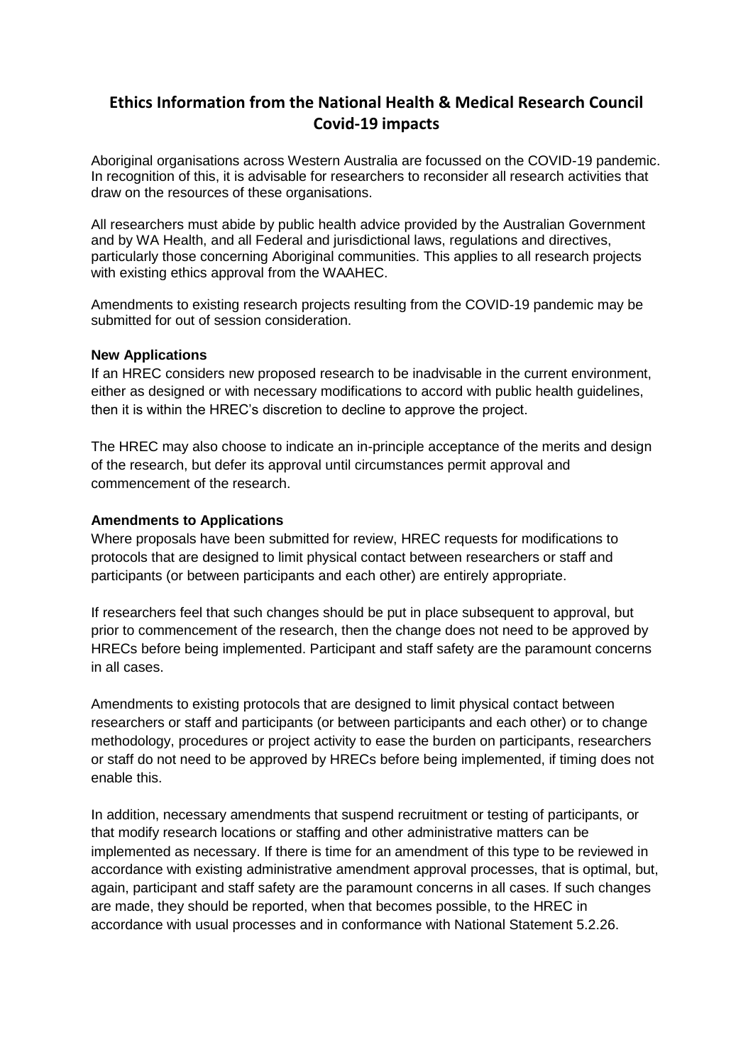# Ethics Information from the National Health & Medical Research Council Covid-19 impacts

Aboriginal organisations across Western Australia are focussed on the COVID-19 pandemic. In recognition of this, it is advisable for researchers to reconsider all research activities that draw on the resources of these organisations.

All researchers must abide by public health advice provided by the Australian Government and by WA Health, and all Federal and jurisdictional laws, regulations and directives, particularly those concerning Aboriginal communities. This applies to all research projects with existing ethics approval from the WAAHEC.

Amendments to existing research projects resulting from the COVID-19 pandemic may be submitted for out of session consideration.

**New Applications**

If an HREC considers new proposed research to be inadvisable in the current environment, either as designed or with necessary modifications to accord with public health guidelines, then it is within the HREC's discretion to decline to approve the project.

The HREC may also choose to indicate an in-principle acceptance of the merits and design of the research, but defer its approval until circumstances permit approval and commencement of the research.

**Amendments to Applications**

Where proposals have been submitted for review, HREC requests for modifications to protocols that are designed to limit physical contact between researchers or staff and participants (or between participants and each other) are entirely appropriate.

If researchers feel that such changes should be put in place subsequent to approval, but prior to commencement of the research, then the change does not need to be approved by HRECs before being implemented. Participant and staff safety are the paramount concerns in all cases.

Amendments to existing protocols that are designed to limit physical contact between researchers or staff and participants (or between participants and each other) or to change methodology, procedures or project activity to ease the burden on participants, researchers or staff do not need to be approved by HRECs before being implemented, if timing does not enable this.

In addition, necessary amendments that suspend recruitment or testing of participants, or that modify research locations or staffing and other administrative matters can be implemented as necessary. If there is time for an amendment of this type to be reviewed in accordance with existing administrative amendment approval processes, that is optimal, but, again, participant and staff safety are the paramount concerns in all cases. If such changes are made, they should be reported, when that becomes possible, to the HREC in accordance with usual processes and in conformance with National Statement 5.2.26.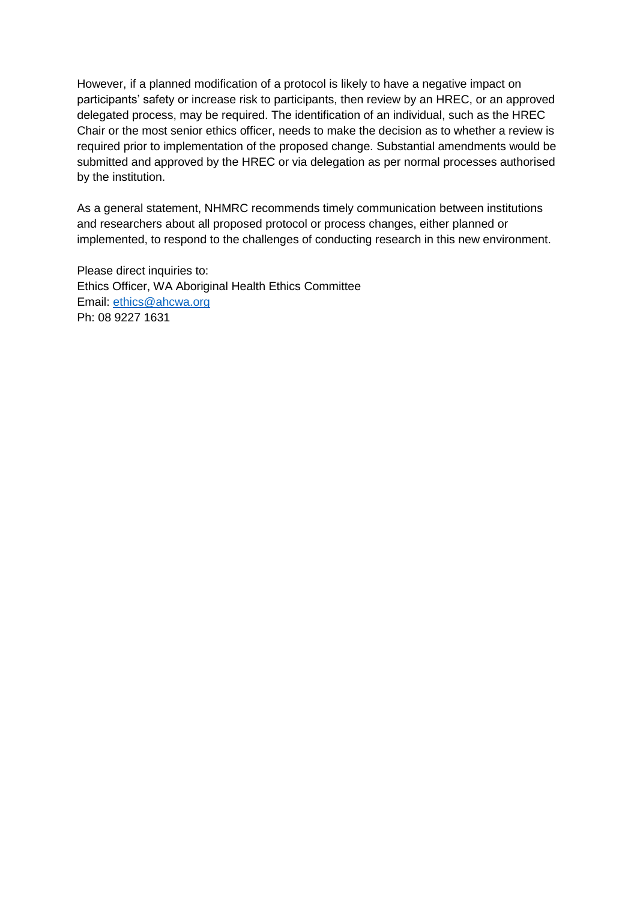However, if a planned modification of a protocol is likely to have a negative impact on participants' safety or increase risk to participants, then review by an HREC, or an approved delegated process, may be required. The identification of an individual, such as the HREC Chair or the most senior ethics officer, needs to make the decision as to whether a review is required prior to implementation of the proposed change. Substantial amendments would be submitted and approved by the HREC or via delegation as per normal processes authorised by the institution.

As a general statement, NHMRC recommends timely communication between institutions and researchers about all proposed protocol or process changes, either planned or implemented, to respond to the challenges of conducting research in this new environment.

Please direct inquiries to:
Ethics Officer, WA Aboriginal Health Ethics Committee
Email: ethics@ahcwa.org
Ph: 08 9227 1631